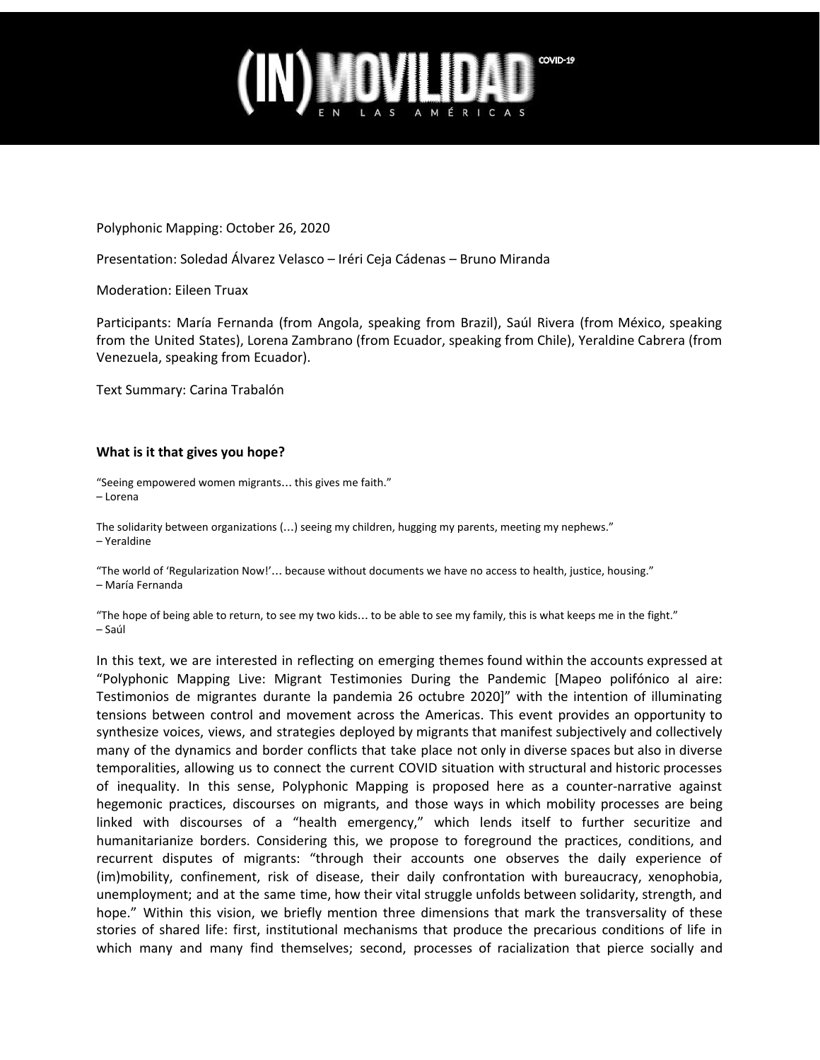# (IN)MOVILIDAD EN LAS AMÉRICAS COVID-19

Polyphonic Mapping: October 26, 2020

Presentation: Soledad Álvarez Velasco – Iréri Ceja Cádenas – Bruno Miranda

Moderation: Eileen Truax

Participants: María Fernanda (from Angola, speaking from Brazil), Saúl Rivera (from México, speaking from the United States), Lorena Zambrano (from Ecuador, speaking from Chile), Yeraldine Cabrera (from Venezuela, speaking from Ecuador).

Text Summary: Carina Trabalón

**What is it that gives you hope?**

"Seeing empowered women migrants… this gives me faith."
– Lorena

The solidarity between organizations (…) seeing my children, hugging my parents, meeting my nephews."
– Yeraldine

"The world of 'Regularization Now!'… because without documents we have no access to health, justice, housing."
– María Fernanda

"The hope of being able to return, to see my two kids… to be able to see my family, this is what keeps me in the fight."
– Saúl

In this text, we are interested in reflecting on emerging themes found within the accounts expressed at "Polyphonic Mapping Live: Migrant Testimonies During the Pandemic [Mapeo polifónico al aire: Testimonios de migrantes durante la pandemia 26 octubre 2020]" with the intention of illuminating tensions between control and movement across the Americas. This event provides an opportunity to synthesize voices, views, and strategies deployed by migrants that manifest subjectively and collectively many of the dynamics and border conflicts that take place not only in diverse spaces but also in diverse temporalities, allowing us to connect the current COVID situation with structural and historic processes of inequality. In this sense, Polyphonic Mapping is proposed here as a counter-narrative against hegemonic practices, discourses on migrants, and those ways in which mobility processes are being linked with discourses of a "health emergency," which lends itself to further securitize and humanitarianize borders. Considering this, we propose to foreground the practices, conditions, and recurrent disputes of migrants: "through their accounts one observes the daily experience of (im)mobility, confinement, risk of disease, their daily confrontation with bureaucracy, xenophobia, unemployment; and at the same time, how their vital struggle unfolds between solidarity, strength, and hope." Within this vision, we briefly mention three dimensions that mark the transversality of these stories of shared life: first, institutional mechanisms that produce the precarious conditions of life in which many and many find themselves; second, processes of racialization that pierce socially and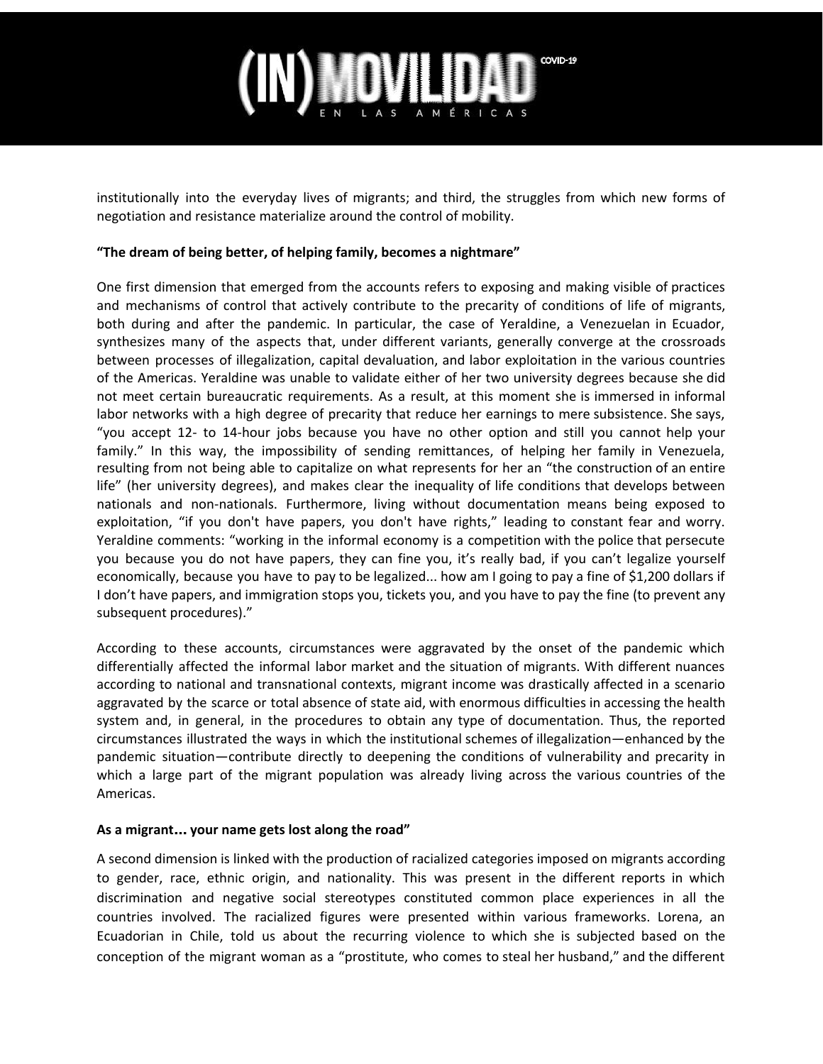institutionally into the everyday lives of migrants; and third, the struggles from which new forms of negotiation and resistance materialize around the control of mobility.

**"The dream of being better, of helping family, becomes a nightmare"**

One first dimension that emerged from the accounts refers to exposing and making visible of practices and mechanisms of control that actively contribute to the precarity of conditions of life of migrants, both during and after the pandemic. In particular, the case of Yeraldine, a Venezuelan in Ecuador, synthesizes many of the aspects that, under different variants, generally converge at the crossroads between processes of illegalization, capital devaluation, and labor exploitation in the various countries of the Americas. Yeraldine was unable to validate either of her two university degrees because she did not meet certain bureaucratic requirements. As a result, at this moment she is immersed in informal labor networks with a high degree of precarity that reduce her earnings to mere subsistence. She says, "you accept 12- to 14-hour jobs because you have no other option and still you cannot help your family." In this way, the impossibility of sending remittances, of helping her family in Venezuela, resulting from not being able to capitalize on what represents for her an "the construction of an entire life" (her university degrees), and makes clear the inequality of life conditions that develops between nationals and non-nationals. Furthermore, living without documentation means being exposed to exploitation, "if you don't have papers, you don't have rights," leading to constant fear and worry. Yeraldine comments: "working in the informal economy is a competition with the police that persecute you because you do not have papers, they can fine you, it's really bad, if you can't legalize yourself economically, because you have to pay to be legalized... how am I going to pay a fine of $1,200 dollars if I don't have papers, and immigration stops you, tickets you, and you have to pay the fine (to prevent any subsequent procedures)."

According to these accounts, circumstances were aggravated by the onset of the pandemic which differentially affected the informal labor market and the situation of migrants. With different nuances according to national and transnational contexts, migrant income was drastically affected in a scenario aggravated by the scarce or total absence of state aid, with enormous difficulties in accessing the health system and, in general, in the procedures to obtain any type of documentation. Thus, the reported circumstances illustrated the ways in which the institutional schemes of illegalization—enhanced by the pandemic situation—contribute directly to deepening the conditions of vulnerability and precarity in which a large part of the migrant population was already living across the various countries of the Americas.

**As a migrant... your name gets lost along the road"**

A second dimension is linked with the production of racialized categories imposed on migrants according to gender, race, ethnic origin, and nationality. This was present in the different reports in which discrimination and negative social stereotypes constituted common place experiences in all the countries involved. The racialized figures were presented within various frameworks. Lorena, an Ecuadorian in Chile, told us about the recurring violence to which she is subjected based on the conception of the migrant woman as a "prostitute, who comes to steal her husband," and the different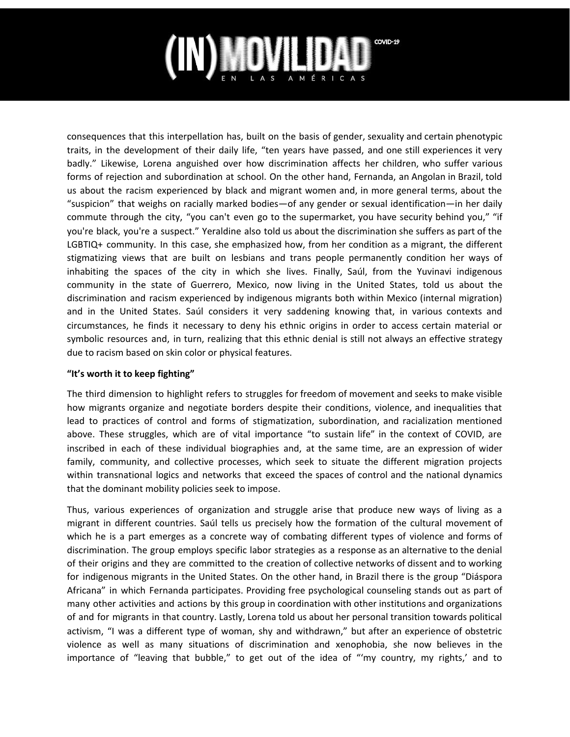consequences that this interpellation has, built on the basis of gender, sexuality and certain phenotypic traits, in the development of their daily life, "ten years have passed, and one still experiences it very badly." Likewise, Lorena anguished over how discrimination affects her children, who suffer various forms of rejection and subordination at school. On the other hand, Fernanda, an Angolan in Brazil, told us about the racism experienced by black and migrant women and, in more general terms, about the "suspicion" that weighs on racially marked bodies—of any gender or sexual identification—in her daily commute through the city, "you can't even go to the supermarket, you have security behind you," "if you're black, you're a suspect." Yeraldine also told us about the discrimination she suffers as part of the LGBTIQ+ community. In this case, she emphasized how, from her condition as a migrant, the different stigmatizing views that are built on lesbians and trans people permanently condition her ways of inhabiting the spaces of the city in which she lives. Finally, Saúl, from the Yuvinavi indigenous community in the state of Guerrero, Mexico, now living in the United States, told us about the discrimination and racism experienced by indigenous migrants both within Mexico (internal migration) and in the United States. Saúl considers it very saddening knowing that, in various contexts and circumstances, he finds it necessary to deny his ethnic origins in order to access certain material or symbolic resources and, in turn, realizing that this ethnic denial is still not always an effective strategy due to racism based on skin color or physical features.

**"It's worth it to keep fighting"**

The third dimension to highlight refers to struggles for freedom of movement and seeks to make visible how migrants organize and negotiate borders despite their conditions, violence, and inequalities that lead to practices of control and forms of stigmatization, subordination, and racialization mentioned above. These struggles, which are of vital importance "to sustain life" in the context of COVID, are inscribed in each of these individual biographies and, at the same time, are an expression of wider family, community, and collective processes, which seek to situate the different migration projects within transnational logics and networks that exceed the spaces of control and the national dynamics that the dominant mobility policies seek to impose.

Thus, various experiences of organization and struggle arise that produce new ways of living as a migrant in different countries. Saúl tells us precisely how the formation of the cultural movement of which he is a part emerges as a concrete way of combating different types of violence and forms of discrimination. The group employs specific labor strategies as a response as an alternative to the denial of their origins and they are committed to the creation of collective networks of dissent and to working for indigenous migrants in the United States. On the other hand, in Brazil there is the group "Diáspora Africana" in which Fernanda participates. Providing free psychological counseling stands out as part of many other activities and actions by this group in coordination with other institutions and organizations of and for migrants in that country. Lastly, Lorena told us about her personal transition towards political activism, "I was a different type of woman, shy and withdrawn," but after an experience of obstetric violence as well as many situations of discrimination and xenophobia, she now believes in the importance of "leaving that bubble," to get out of the idea of "'my country, my rights,' and to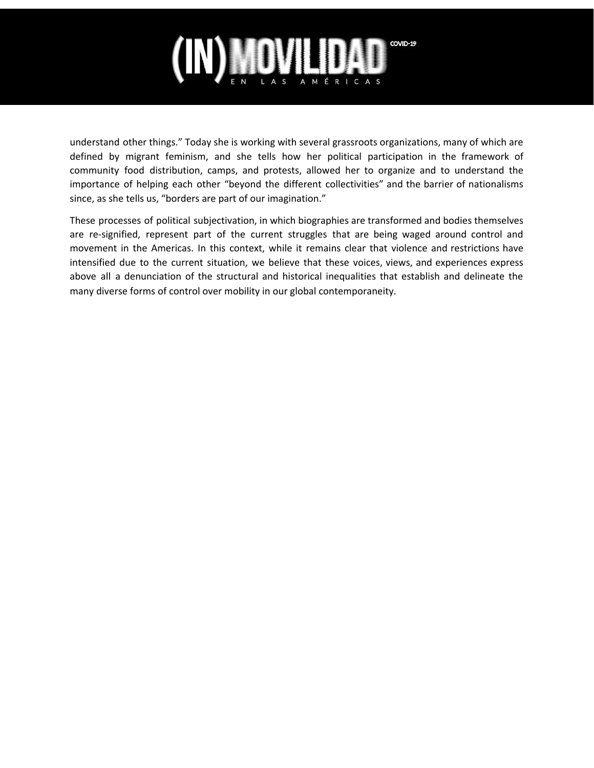understand other things." Today she is working with several grassroots organizations, many of which are defined by migrant feminism, and she tells how her political participation in the framework of community food distribution, camps, and protests, allowed her to organize and to understand the importance of helping each other "beyond the different collectivities" and the barrier of nationalisms since, as she tells us, "borders are part of our imagination."

These processes of political subjectivation, in which biographies are transformed and bodies themselves are re-signified, represent part of the current struggles that are being waged around control and movement in the Americas. In this context, while it remains clear that violence and restrictions have intensified due to the current situation, we believe that these voices, views, and experiences express above all a denunciation of the structural and historical inequalities that establish and delineate the many diverse forms of control over mobility in our global contemporaneity.